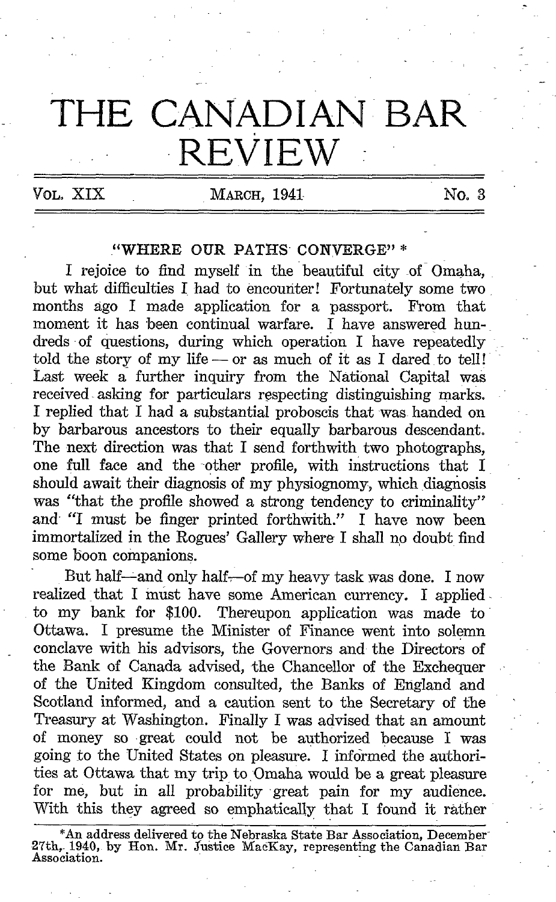# THE CANADIAN BAR REVIEW

VOL. XIX — MARCH, 1941 — No. 3

## "WHERE OUR PATHS CONVERGE" *

I rejoice to find myself in the beautiful city of Omaha, but what difficulties I had to encounter! Fortunately some two months ago I made application for a passport. From that moment it has been continual warfare. I have answered hundreds of questions, during which operation I have repeatedly told the story of my life — or as much of it as I dared to tell! Last week a further inquiry from the National Capital was received asking for particulars respecting distinguishing marks. I replied that I had a substantial proboscis that was handed on by barbarous ancestors to their equally barbarous descendant. The next direction was that I send forthwith two photographs, one full face and the other profile, with instructions that I should await their diagnosis of my physiognomy, which diagnosis was "that the profile showed a strong tendency to criminality" and "I must be finger printed forthwith." I have now been immortalized in the Rogues' Gallery where I shall no doubt find some boon companions.

But half—and only half—of my heavy task was done. I now realized that I must have some American currency. I applied to my bank for $100. Thereupon application was made to Ottawa. I presume the Minister of Finance went into solemn conclave with his advisors, the Governors and the Directors of the Bank of Canada advised, the Chancellor of the Exchequer of the United Kingdom consulted, the Banks of England and Scotland informed, and a caution sent to the Secretary of the Treasury at Washington. Finally I was advised that an amount of money so great could not be authorized because I was going to the United States on pleasure. I informed the authorities at Ottawa that my trip to Omaha would be a great pleasure for me, but in all probability great pain for my audience. With this they agreed so emphatically that I found it rather

---

*An address delivered to the Nebraska State Bar Association, December 27th, 1940, by Hon. Mr. Justice MacKay, representing the Canadian Bar Association.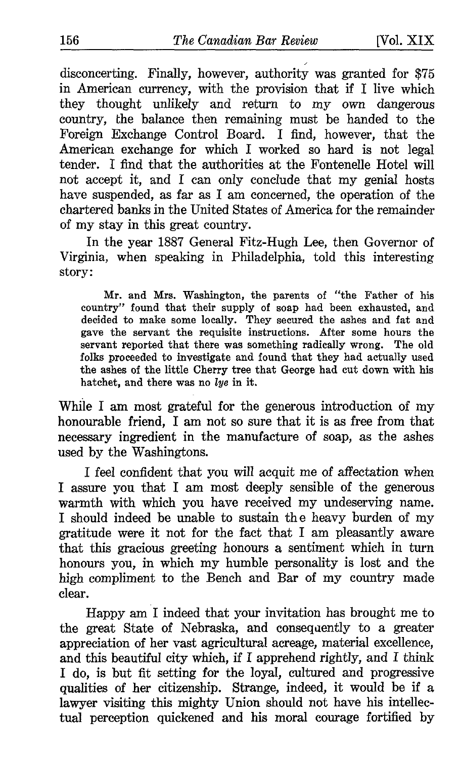disconcerting. Finally, however, authority was granted for $75 in American currency, with the provision that if I live which they thought unlikely and return to my own dangerous country, the balance then remaining must be handed to the Foreign Exchange Control Board. I find, however, that the American exchange for which I worked so hard is not legal tender. I find that the authorities at the Fontenelle Hotel will not accept it, and I can only conclude that my genial hosts have suspended, as far as I am concerned, the operation of the chartered banks in the United States of America for the remainder of my stay in this great country.

In the year 1887 General Fitz-Hugh Lee, then Governor of Virginia, when speaking in Philadelphia, told this interesting story:

> Mr. and Mrs. Washington, the parents of "the Father of his country" found that their supply of soap had been exhausted, and decided to make some locally. They secured the ashes and fat and gave the servant the requisite instructions. After some hours the servant reported that there was something radically wrong. The old folks proceeded to investigate and found that they had actually used the ashes of the little Cherry tree that George had cut down with his hatchet, and there was no *lye* in it.

While I am most grateful for the generous introduction of my honourable friend, I am not so sure that it is as free from that necessary ingredient in the manufacture of soap, as the ashes used by the Washingtons.

I feel confident that you will acquit me of affectation when I assure you that I am most deeply sensible of the generous warmth with which you have received my undeserving name. I should indeed be unable to sustain the heavy burden of my gratitude were it not for the fact that I am pleasantly aware that this gracious greeting honours a sentiment which in turn honours you, in which my humble personality is lost and the high compliment to the Bench and Bar of my country made clear.

Happy am I indeed that your invitation has brought me to the great State of Nebraska, and consequently to a greater appreciation of her vast agricultural acreage, material excellence, and this beautiful city which, if I apprehend rightly, and I think I do, is but fit setting for the loyal, cultured and progressive qualities of her citizenship. Strange, indeed, it would be if a lawyer visiting this mighty Union should not have his intellectual perception quickened and his moral courage fortified by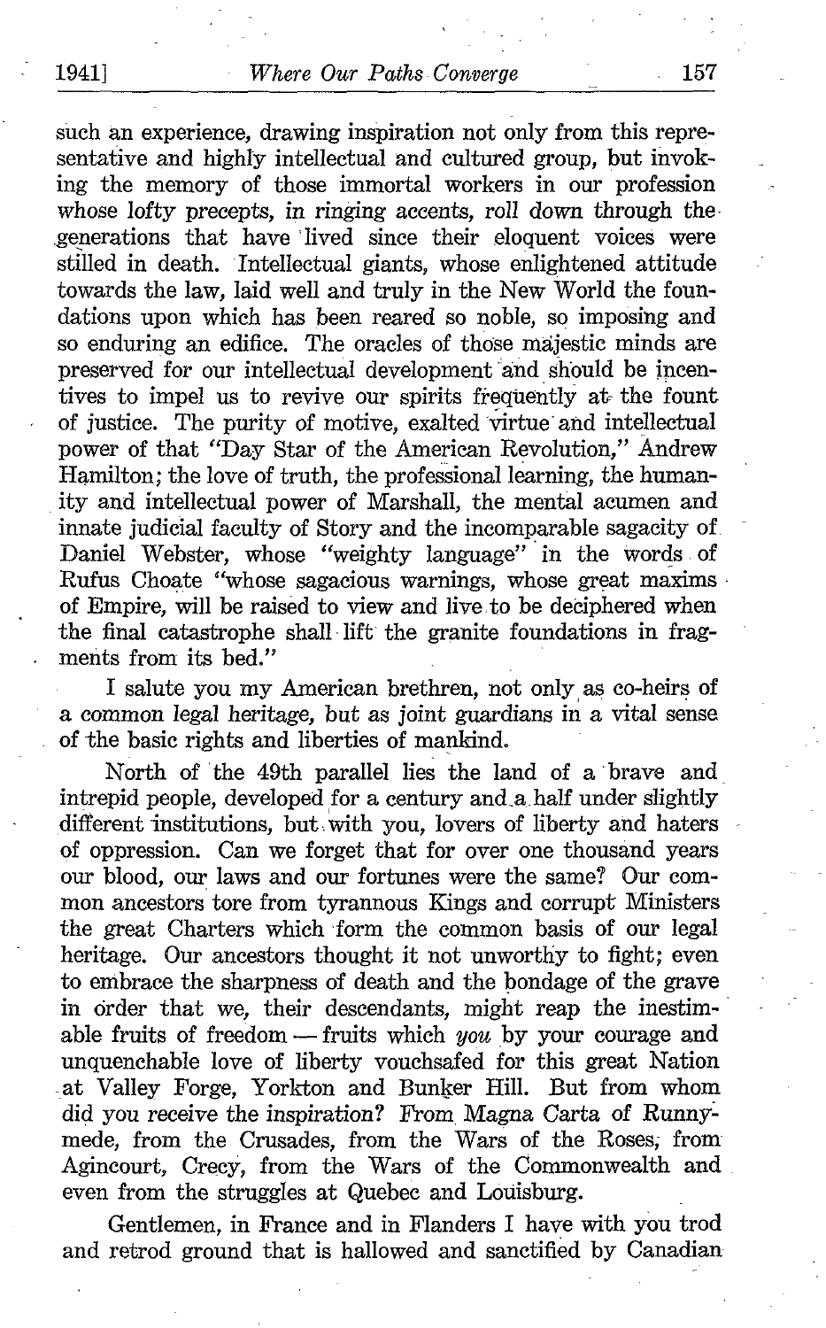such an experience, drawing inspiration not only from this representative and highly intellectual and cultured group, but invoking the memory of those immortal workers in our profession whose lofty precepts, in ringing accents, roll down through the generations that have lived since their eloquent voices were stilled in death. Intellectual giants, whose enlightened attitude towards the law, laid well and truly in the New World the foundations upon which has been reared so noble, so imposing and so enduring an edifice. The oracles of those majestic minds are preserved for our intellectual development and should be incentives to impel us to revive our spirits frequently at the fount of justice. The purity of motive, exalted virtue and intellectual power of that "Day Star of the American Revolution," Andrew Hamilton; the love of truth, the professional learning, the humanity and intellectual power of Marshall, the mental acumen and innate judicial faculty of Story and the incomparable sagacity of Daniel Webster, whose "weighty language" in the words of Rufus Choate "whose sagacious warnings, whose great maxims of Empire, will be raised to view and live to be deciphered when the final catastrophe shall lift the granite foundations in fragments from its bed."

I salute you my American brethren, not only as co-heirs of a common legal heritage, but as joint guardians in a vital sense of the basic rights and liberties of mankind.

North of the 49th parallel lies the land of a brave and intrepid people, developed for a century and a half under slightly different institutions, but with you, lovers of liberty and haters of oppression. Can we forget that for over one thousand years our blood, our laws and our fortunes were the same? Our common ancestors tore from tyrannous Kings and corrupt Ministers the great Charters which form the common basis of our legal heritage. Our ancestors thought it not unworthy to fight; even to embrace the sharpness of death and the bondage of the grave in order that we, their descendants, might reap the inestimable fruits of freedom — fruits which *you* by your courage and unquenchable love of liberty vouchsafed for this great Nation at Valley Forge, Yorkton and Bunker Hill. But from whom did you receive the inspiration? From Magna Carta of Runnymede, from the Crusades, from the Wars of the Roses, from Agincourt, Crecy, from the Wars of the Commonwealth and even from the struggles at Quebec and Louisburg.

Gentlemen, in France and in Flanders I have with you trod and retrod ground that is hallowed and sanctified by Canadian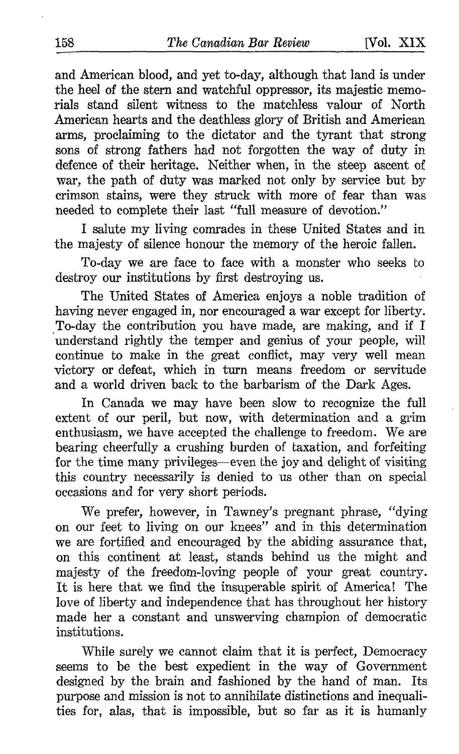and American blood, and yet to-day, although that land is under the heel of the stern and watchful oppressor, its majestic memorials stand silent witness to the matchless valour of North American hearts and the deathless glory of British and American arms, proclaiming to the dictator and the tyrant that strong sons of strong fathers had not forgotten the way of duty in defence of their heritage. Neither when, in the steep ascent of war, the path of duty was marked not only by service but by crimson stains, were they struck with more of fear than was needed to complete their last "full measure of devotion."

I salute my living comrades in these United States and in the majesty of silence honour the memory of the heroic fallen.

To-day we are face to face with a monster who seeks to destroy our institutions by first destroying us.

The United States of America enjoys a noble tradition of having never engaged in, nor encouraged a war except for liberty. To-day the contribution you have made, are making, and if I understand rightly the temper and genius of your people, will continue to make in the great conflict, may very well mean victory or defeat, which in turn means freedom or servitude and a world driven back to the barbarism of the Dark Ages.

In Canada we may have been slow to recognize the full extent of our peril, but now, with determination and a grim enthusiasm, we have accepted the challenge to freedom. We are bearing cheerfully a crushing burden of taxation, and forfeiting for the time many privileges—even the joy and delight of visiting this country necessarily is denied to us other than on special occasions and for very short periods.

We prefer, however, in Tawney's pregnant phrase, "dying on our feet to living on our knees" and in this determination we are fortified and encouraged by the abiding assurance that, on this continent at least, stands behind us the might and majesty of the freedom-loving people of your great country. It is here that we find the insuperable spirit of America! The love of liberty and independence that has throughout her history made her a constant and unswerving champion of democratic institutions.

While surely we cannot claim that it is perfect, Democracy seems to be the best expedient in the way of Government designed by the brain and fashioned by the hand of man. Its purpose and mission is not to annihilate distinctions and inequalities for, alas, that is impossible, but so far as it is humanly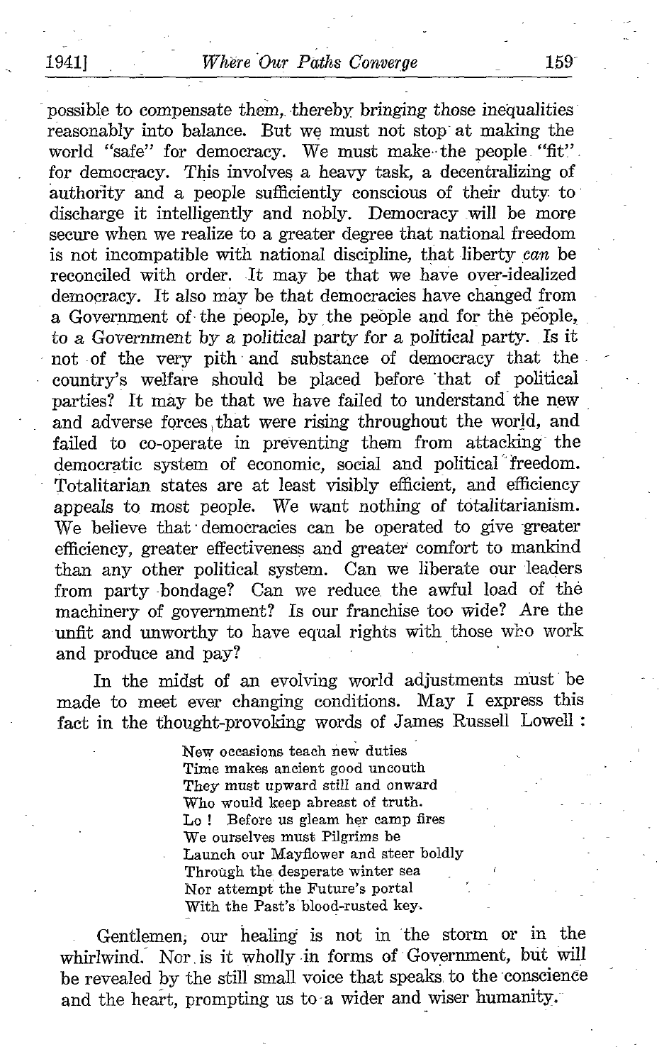possible to compensate them, thereby bringing those inequalities reasonably into balance. But we must not stop at making the world "safe" for democracy. We must make the people "fit" for democracy. This involves a heavy task, a decentralizing of authority and a people sufficiently conscious of their duty to discharge it intelligently and nobly. Democracy will be more secure when we realize to a greater degree that national freedom is not incompatible with national discipline, that liberty *can* be reconciled with order. It may be that we have over-idealized democracy. It also may be that democracies have changed from a Government of the people, by the people and for the people, to a Government by a political party for a political party. Is it not of the very pith and substance of democracy that the country's welfare should be placed before that of political parties? It may be that we have failed to understand the new and adverse forces that were rising throughout the world, and failed to co-operate in preventing them from attacking the democratic system of economic, social and political freedom. Totalitarian states are at least visibly efficient, and efficiency appeals to most people. We want nothing of totalitarianism. We believe that democracies can be operated to give greater efficiency, greater effectiveness and greater comfort to mankind than any other political system. Can we liberate our leaders from party bondage? Can we reduce the awful load of the machinery of government? Is our franchise too wide? Are the unfit and unworthy to have equal rights with those who work and produce and pay?

In the midst of an evolving world adjustments must be made to meet ever changing conditions. May I express this fact in the thought-provoking words of James Russell Lowell:

> New occasions teach new duties
> Time makes ancient good uncouth
> They must upward still and onward
> Who would keep abreast of truth.
> Lo! Before us gleam her camp fires
> We ourselves must Pilgrims be
> Launch our Mayflower and steer boldly
> Through the desperate winter sea
> Nor attempt the Future's portal
> With the Past's blood-rusted key.

Gentlemen, our healing is not in the storm or in the whirlwind. Nor is it wholly in forms of Government, but will be revealed by the still small voice that speaks to the conscience and the heart, prompting us to a wider and wiser humanity.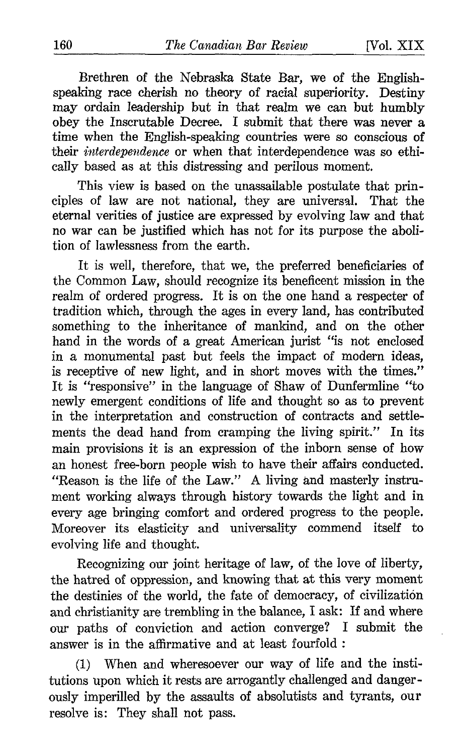Brethren of the Nebraska State Bar, we of the English-speaking race cherish no theory of racial superiority. Destiny may ordain leadership but in that realm we can but humbly obey the Inscrutable Decree. I submit that there was never a time when the English-speaking countries were so conscious of their *interdependence* or when that interdependence was so ethically based as at this distressing and perilous moment.

This view is based on the unassailable postulate that principles of law are not national, they are universal. That the eternal verities of justice are expressed by evolving law and that no war can be justified which has not for its purpose the abolition of lawlessness from the earth.

It is well, therefore, that we, the preferred beneficiaries of the Common Law, should recognize its beneficent mission in the realm of ordered progress. It is on the one hand a respecter of tradition which, through the ages in every land, has contributed something to the inheritance of mankind, and on the other hand in the words of a great American jurist "is not enclosed in a monumental past but feels the impact of modern ideas, is receptive of new light, and in short moves with the times." It is "responsive" in the language of Shaw of Dunfermline "to newly emergent conditions of life and thought so as to prevent in the interpretation and construction of contracts and settlements the dead hand from cramping the living spirit." In its main provisions it is an expression of the inborn sense of how an honest free-born people wish to have their affairs conducted. "Reason is the life of the Law." A living and masterly instrument working always through history towards the light and in every age bringing comfort and ordered progress to the people. Moreover its elasticity and universality commend itself to evolving life and thought.

Recognizing our joint heritage of law, of the love of liberty, the hatred of oppression, and knowing that at this very moment the destinies of the world, the fate of democracy, of civilization and christianity are trembling in the balance, I ask: If and where our paths of conviction and action converge? I submit the answer is in the affirmative and at least fourfold :

(1) When and wheresoever our way of life and the institutions upon which it rests are arrogantly challenged and dangerously imperilled by the assaults of absolutists and tyrants, our resolve is: They shall not pass.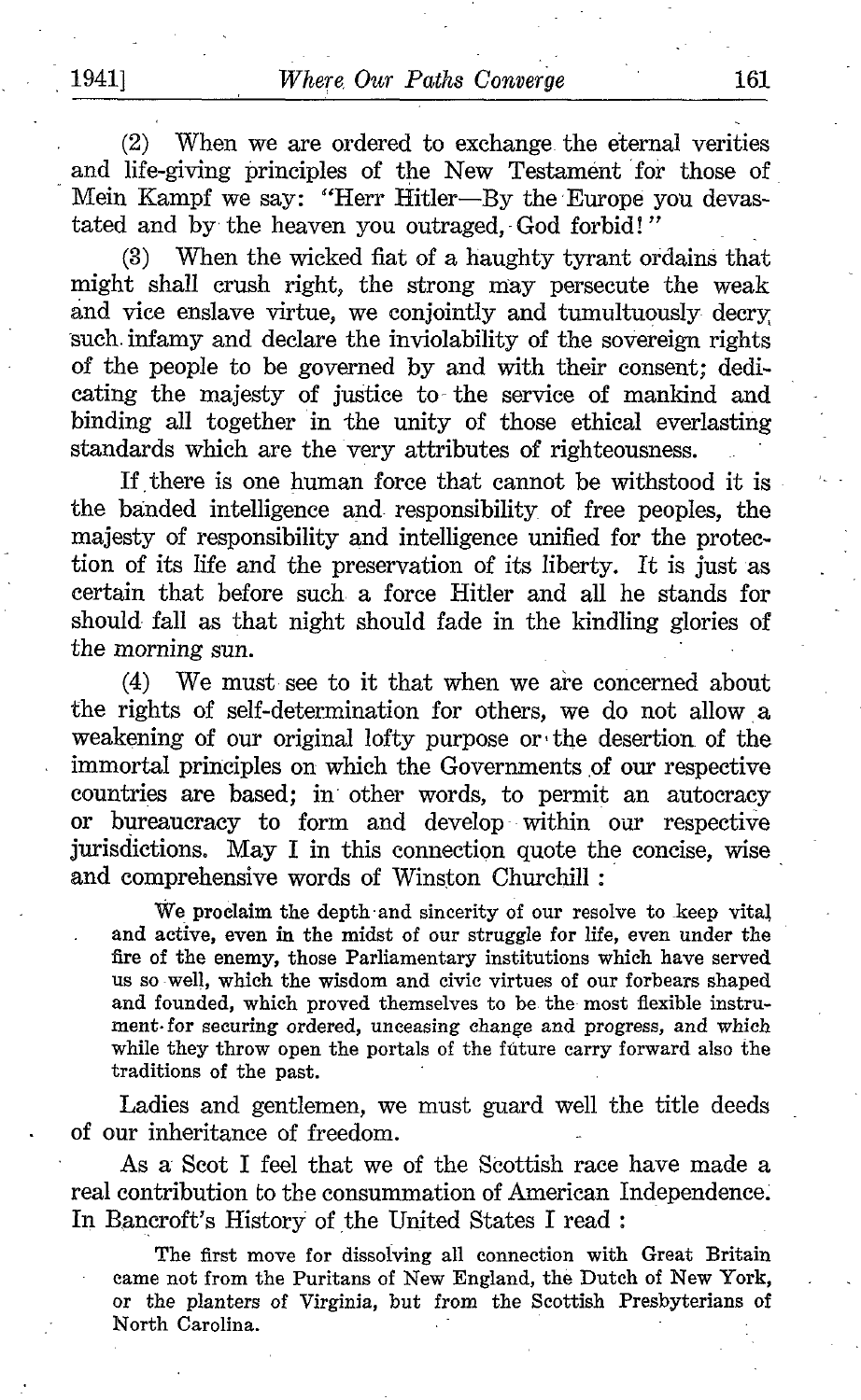(2) When we are ordered to exchange the eternal verities and life-giving principles of the New Testament for those of Mein Kampf we say: "Herr Hitler—By the Europe you devastated and by the heaven you outraged, God forbid!"

(3) When the wicked fiat of a haughty tyrant ordains that might shall crush right, the strong may persecute the weak and vice enslave virtue, we conjointly and tumultuously decry such infamy and declare the inviolability of the sovereign rights of the people to be governed by and with their consent; dedicating the majesty of justice to the service of mankind and binding all together in the unity of those ethical everlasting standards which are the very attributes of righteousness.

If there is one human force that cannot be withstood it is the banded intelligence and responsibility of free peoples, the majesty of responsibility and intelligence unified for the protection of its life and the preservation of its liberty. It is just as certain that before such a force Hitler and all he stands for should fall as that night should fade in the kindling glories of the morning sun.

(4) We must see to it that when we are concerned about the rights of self-determination for others, we do not allow a weakening of our original lofty purpose or the desertion of the immortal principles on which the Governments of our respective countries are based; in other words, to permit an autocracy or bureaucracy to form and develop within our respective jurisdictions. May I in this connection quote the concise, wise and comprehensive words of Winston Churchill:

> We proclaim the depth and sincerity of our resolve to keep vital and active, even in the midst of our struggle for life, even under the fire of the enemy, those Parliamentary institutions which have served us so well, which the wisdom and civic virtues of our forbears shaped and founded, which proved themselves to be the most flexible instrument for securing ordered, unceasing change and progress, and which while they throw open the portals of the future carry forward also the traditions of the past.

Ladies and gentlemen, we must guard well the title deeds of our inheritance of freedom.

As a Scot I feel that we of the Scottish race have made a real contribution to the consummation of American Independence. In Bancroft's History of the United States I read:

> The first move for dissolving all connection with Great Britain came not from the Puritans of New England, the Dutch of New York, or the planters of Virginia, but from the Scottish Presbyterians of North Carolina.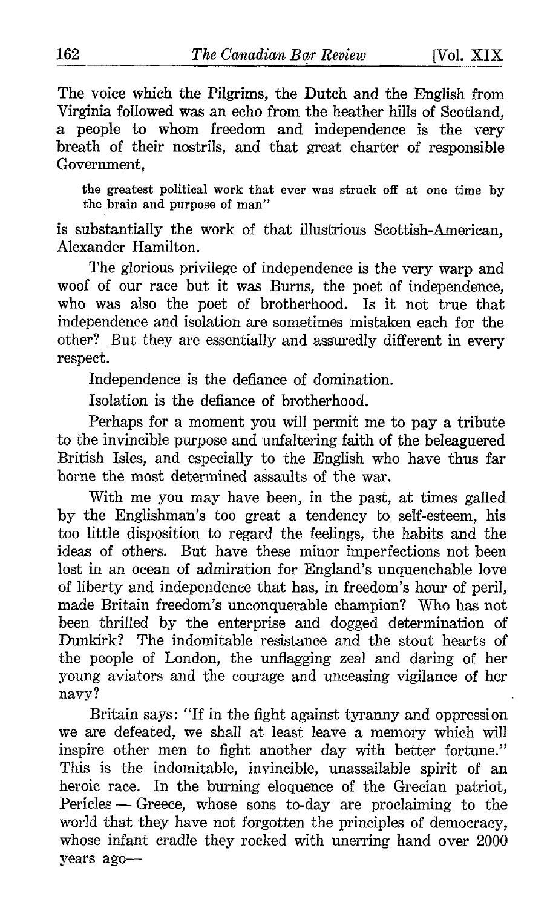The voice which the Pilgrims, the Dutch and the English from Virginia followed was an echo from the heather hills of Scotland, a people to whom freedom and independence is the very breath of their nostrils, and that great charter of responsible Government,

> the greatest political work that ever was struck off at one time by the brain and purpose of man"

is substantially the work of that illustrious Scottish-American, Alexander Hamilton.

The glorious privilege of independence is the very warp and woof of our race but it was Burns, the poet of independence, who was also the poet of brotherhood. Is it not true that independence and isolation are sometimes mistaken each for the other? But they are essentially and assuredly different in every respect.

Independence is the defiance of domination.

Isolation is the defiance of brotherhood.

Perhaps for a moment you will permit me to pay a tribute to the invincible purpose and unfaltering faith of the beleaguered British Isles, and especially to the English who have thus far borne the most determined assaults of the war.

With me you may have been, in the past, at times galled by the Englishman's too great a tendency to self-esteem, his too little disposition to regard the feelings, the habits and the ideas of others. But have these minor imperfections not been lost in an ocean of admiration for England's unquenchable love of liberty and independence that has, in freedom's hour of peril, made Britain freedom's unconquerable champion? Who has not been thrilled by the enterprise and dogged determination of Dunkirk? The indomitable resistance and the stout hearts of the people of London, the unflagging zeal and daring of her young aviators and the courage and unceasing vigilance of her navy?

Britain says: "If in the fight against tyranny and oppression we are defeated, we shall at least leave a memory which will inspire other men to fight another day with better fortune." This is the indomitable, invincible, unassailable spirit of an heroic race. In the burning eloquence of the Grecian patriot, Pericles — Greece, whose sons to-day are proclaiming to the world that they have not forgotten the principles of democracy, whose infant cradle they rocked with unerring hand over 2000 years ago—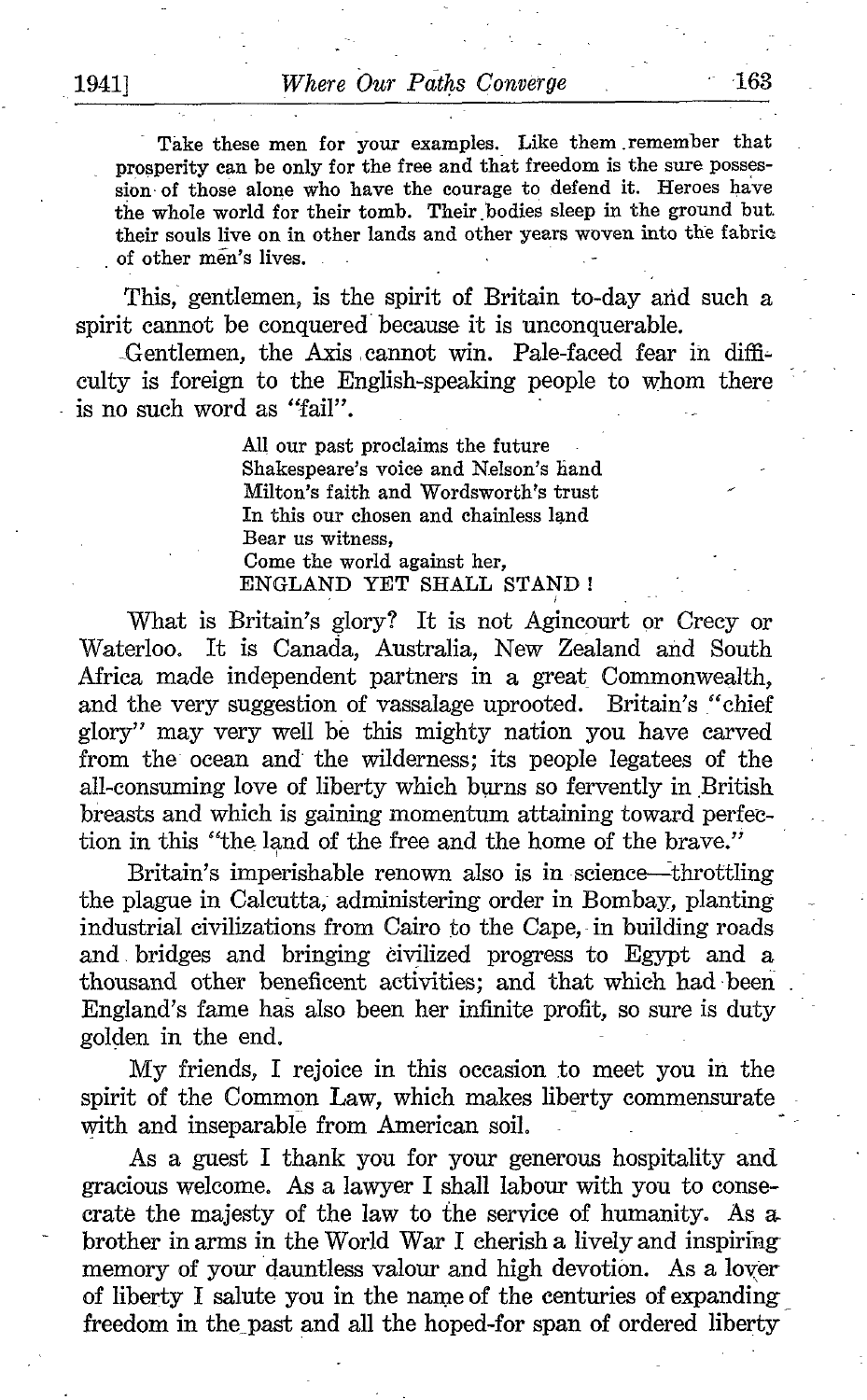> Take these men for your examples. Like them remember that prosperity can be only for the free and that freedom is the sure possession of those alone who have the courage to defend it. Heroes have the whole world for their tomb. Their bodies sleep in the ground but their souls live on in other lands and other years woven into the fabric of other men's lives.

This, gentlemen, is the spirit of Britain to-day and such a spirit cannot be conquered because it is unconquerable.

Gentlemen, the Axis cannot win. Pale-faced fear in difficulty is foreign to the English-speaking people to whom there is no such word as "fail".

> All our past proclaims the future
> Shakespeare's voice and Nelson's hand
> Milton's faith and Wordsworth's trust
> In this our chosen and chainless land
> Bear us witness,
> Come the world against her,
> ENGLAND YET SHALL STAND!

What is Britain's glory? It is not Agincourt or Crecy or Waterloo. It is Canada, Australia, New Zealand and South Africa made independent partners in a great Commonwealth, and the very suggestion of vassalage uprooted. Britain's "chief glory" may very well be this mighty nation you have carved from the ocean and the wilderness; its people legatees of the all-consuming love of liberty which burns so fervently in British breasts and which is gaining momentum attaining toward perfection in this "the land of the free and the home of the brave."

Britain's imperishable renown also is in science—throttling the plague in Calcutta, administering order in Bombay, planting industrial civilizations from Cairo to the Cape, in building roads and bridges and bringing civilized progress to Egypt and a thousand other beneficent activities; and that which had been England's fame has also been her infinite profit, so sure is duty golden in the end.

My friends, I rejoice in this occasion to meet you in the spirit of the Common Law, which makes liberty commensurate with and inseparable from American soil.

As a guest I thank you for your generous hospitality and gracious welcome. As a lawyer I shall labour with you to consecrate the majesty of the law to the service of humanity. As a brother in arms in the World War I cherish a lively and inspiring memory of your dauntless valour and high devotion. As a lover of liberty I salute you in the name of the centuries of expanding freedom in the past and all the hoped-for span of ordered liberty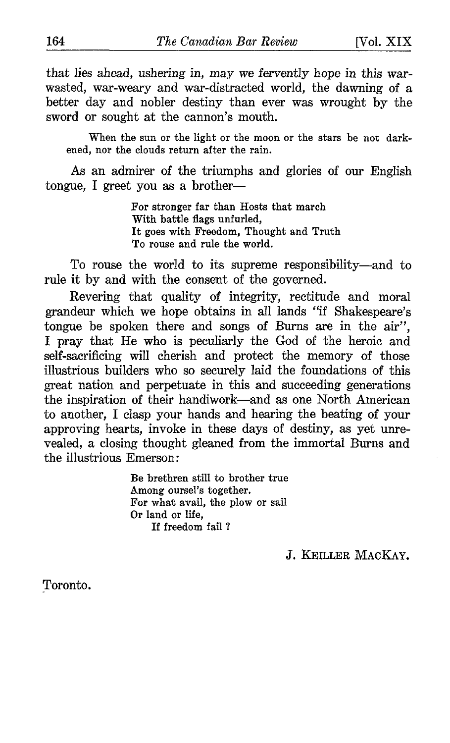that lies ahead, ushering in, may we fervently hope in this war-wasted, war-weary and war-distracted world, the dawning of a better day and nobler destiny than ever was wrought by the sword or sought at the cannon's mouth.

> When the sun or the light or the moon or the stars be not darkened, nor the clouds return after the rain.

As an admirer of the triumphs and glories of our English tongue, I greet you as a brother—

> For stronger far than Hosts that march
> With battle flags unfurled,
> It goes with Freedom, Thought and Truth
> To rouse and rule the world.

To rouse the world to its supreme responsibility—and to rule it by and with the consent of the governed.

Revering that quality of integrity, rectitude and moral grandeur which we hope obtains in all lands "if Shakespeare's tongue be spoken there and songs of Burns are in the air", I pray that He who is peculiarly the God of the heroic and self-sacrificing will cherish and protect the memory of those illustrious builders who so securely laid the foundations of this great nation and perpetuate in this and succeeding generations the inspiration of their handiwork—and as one North American to another, I clasp your hands and hearing the beating of your approving hearts, invoke in these days of destiny, as yet unrevealed, a closing thought gleaned from the immortal Burns and the illustrious Emerson:

> Be brethren still to brother true
> Among oursel's together.
> For what avail, the plow or sail
> Or land or life,
> If freedom fail ?

J. KEILLER MACKAY.

Toronto.